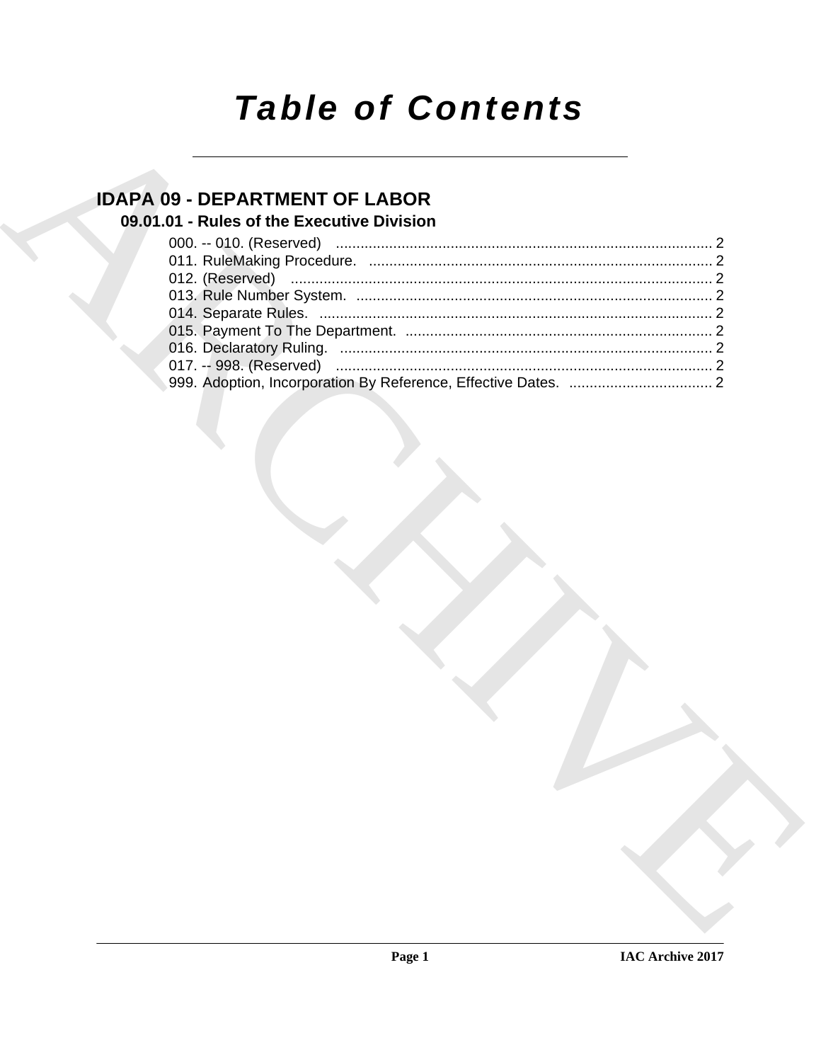# *Table of Contents*

## IDAPA 09 - DEPARTMENT OF LABOR

### 09.01.01 - Rules of the Executive Division

000. -- 010. (Reserved) ........................................................................................... 2
011. RuleMaking Procedure. ................................................................................... 2
012. (Reserved) ...................................................................................................... 2
013. Rule Number System. ...................................................................................... 2
014. Separate Rules. ............................................................................................... 2
015. Payment To The Department. .......................................................................... 2
016. Declaratory Ruling. .......................................................................................... 2
017. -- 998. (Reserved) ........................................................................................... 2
999. Adoption, Incorporation By Reference, Effective Dates. .................................. 2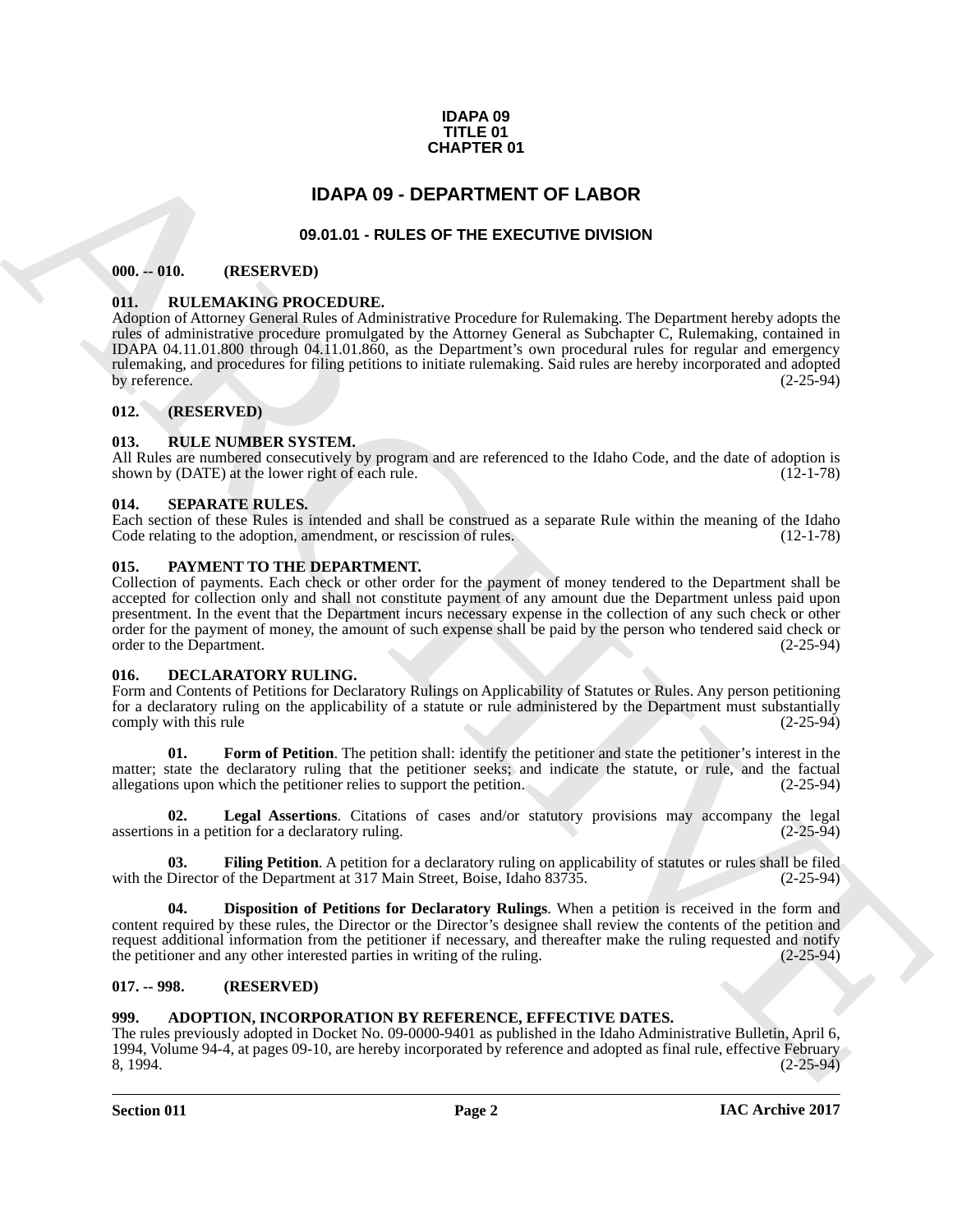**IDAPA 09**
**TITLE 01**
**CHAPTER 01**

# IDAPA 09 - DEPARTMENT OF LABOR

## 09.01.01 - RULES OF THE EXECUTIVE DIVISION

### 000. -- 010. (RESERVED)

### 011. RULEMAKING PROCEDURE.

Adoption of Attorney General Rules of Administrative Procedure for Rulemaking. The Department hereby adopts the rules of administrative procedure promulgated by the Attorney General as Subchapter C, Rulemaking, contained in IDAPA 04.11.01.800 through 04.11.01.860, as the Department's own procedural rules for regular and emergency rulemaking, and procedures for filing petitions to initiate rulemaking. Said rules are hereby incorporated and adopted by reference. (2-25-94)

### 012. (RESERVED)

### 013. RULE NUMBER SYSTEM.

All Rules are numbered consecutively by program and are referenced to the Idaho Code, and the date of adoption is shown by (DATE) at the lower right of each rule. (12-1-78)

### 014. SEPARATE RULES.

Each section of these Rules is intended and shall be construed as a separate Rule within the meaning of the Idaho Code relating to the adoption, amendment, or rescission of rules. (12-1-78)

### 015. PAYMENT TO THE DEPARTMENT.

Collection of payments. Each check or other order for the payment of money tendered to the Department shall be accepted for collection only and shall not constitute payment of any amount due the Department unless paid upon presentment. In the event that the Department incurs necessary expense in the collection of any such check or other order for the payment of money, the amount of such expense shall be paid by the person who tendered said check or order to the Department. (2-25-94)

### 016. DECLARATORY RULING.

Form and Contents of Petitions for Declaratory Rulings on Applicability of Statutes or Rules. Any person petitioning for a declaratory ruling on the applicability of a statute or rule administered by the Department must substantially comply with this rule (2-25-94)

**01. Form of Petition**. The petition shall: identify the petitioner and state the petitioner's interest in the matter; state the declaratory ruling that the petitioner seeks; and indicate the statute, or rule, and the factual allegations upon which the petitioner relies to support the petition. (2-25-94)

**02. Legal Assertions**. Citations of cases and/or statutory provisions may accompany the legal assertions in a petition for a declaratory ruling. (2-25-94)

**03. Filing Petition**. A petition for a declaratory ruling on applicability of statutes or rules shall be filed with the Director of the Department at 317 Main Street, Boise, Idaho 83735. (2-25-94)

**04. Disposition of Petitions for Declaratory Rulings**. When a petition is received in the form and content required by these rules, the Director or the Director's designee shall review the contents of the petition and request additional information from the petitioner if necessary, and thereafter make the ruling requested and notify the petitioner and any other interested parties in writing of the ruling. (2-25-94)

### 017. -- 998. (RESERVED)

### 999. ADOPTION, INCORPORATION BY REFERENCE, EFFECTIVE DATES.

The rules previously adopted in Docket No. 09-0000-9401 as published in the Idaho Administrative Bulletin, April 6, 1994, Volume 94-4, at pages 09-10, are hereby incorporated by reference and adopted as final rule, effective February 8, 1994. (2-25-94)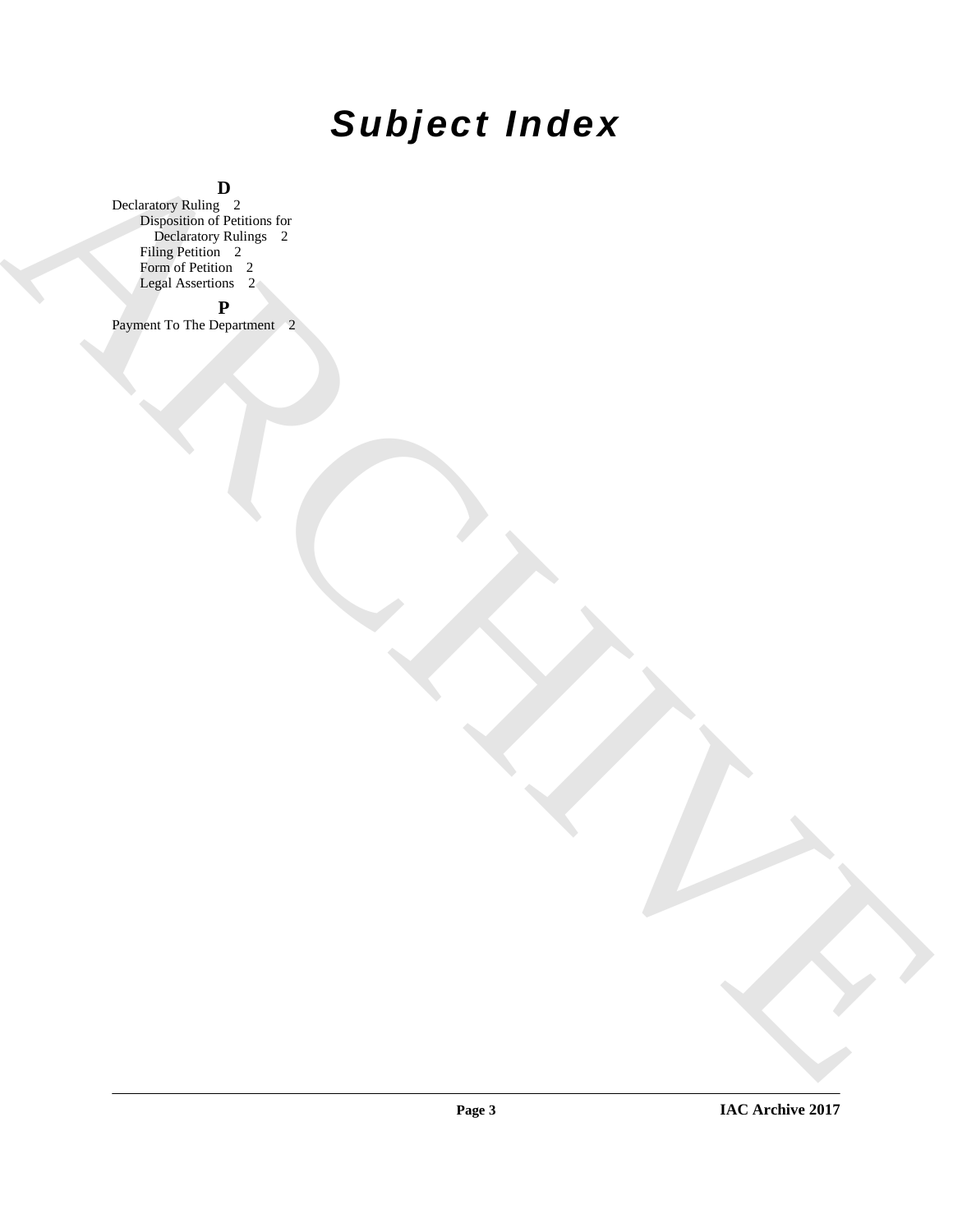# *Subject Index*

**D**

Declaratory Ruling 2
- Disposition of Petitions for Declaratory Rulings 2
- Filing Petition 2
- Form of Petition 2
- Legal Assertions 2

**P**

Payment To The Department 2